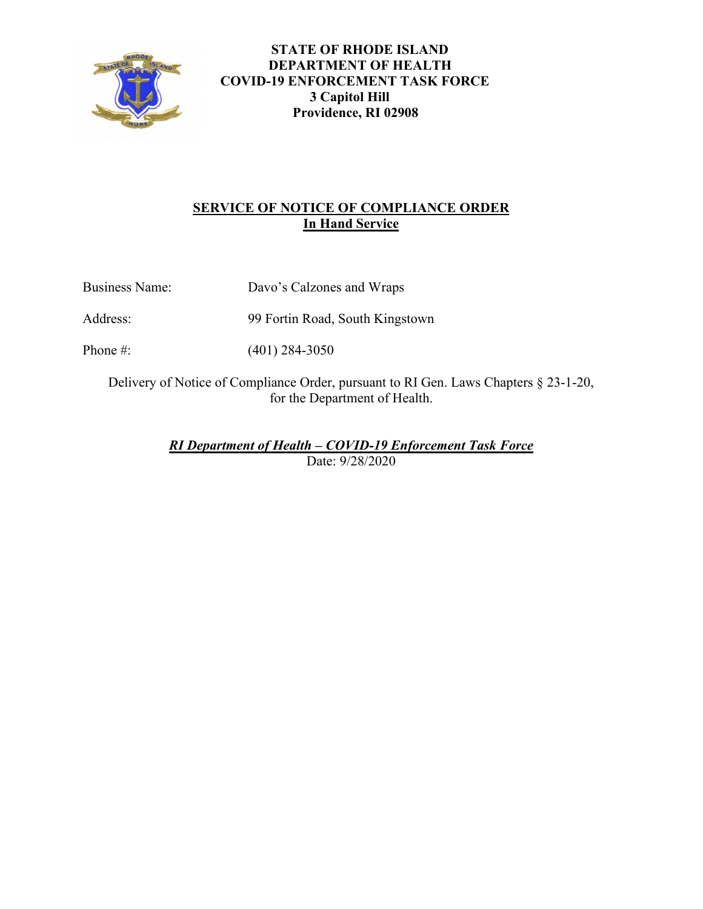**STATE OF RHODE ISLAND**
**DEPARTMENT OF HEALTH**
**COVID-19 ENFORCEMENT TASK FORCE**
**3 Capitol Hill**
**Providence, RI 02908**

## SERVICE OF NOTICE OF COMPLIANCE ORDER
## In Hand Service

| | |
|---|---|
| Business Name: | Davo's Calzones and Wraps |
| Address: | 99 Fortin Road, South Kingstown |
| Phone #: | (401) 284-3050 |

Delivery of Notice of Compliance Order, pursuant to RI Gen. Laws Chapters § 23-1-20, for the Department of Health.

***RI Department of Health – COVID-19 Enforcement Task Force***
Date: 9/28/2020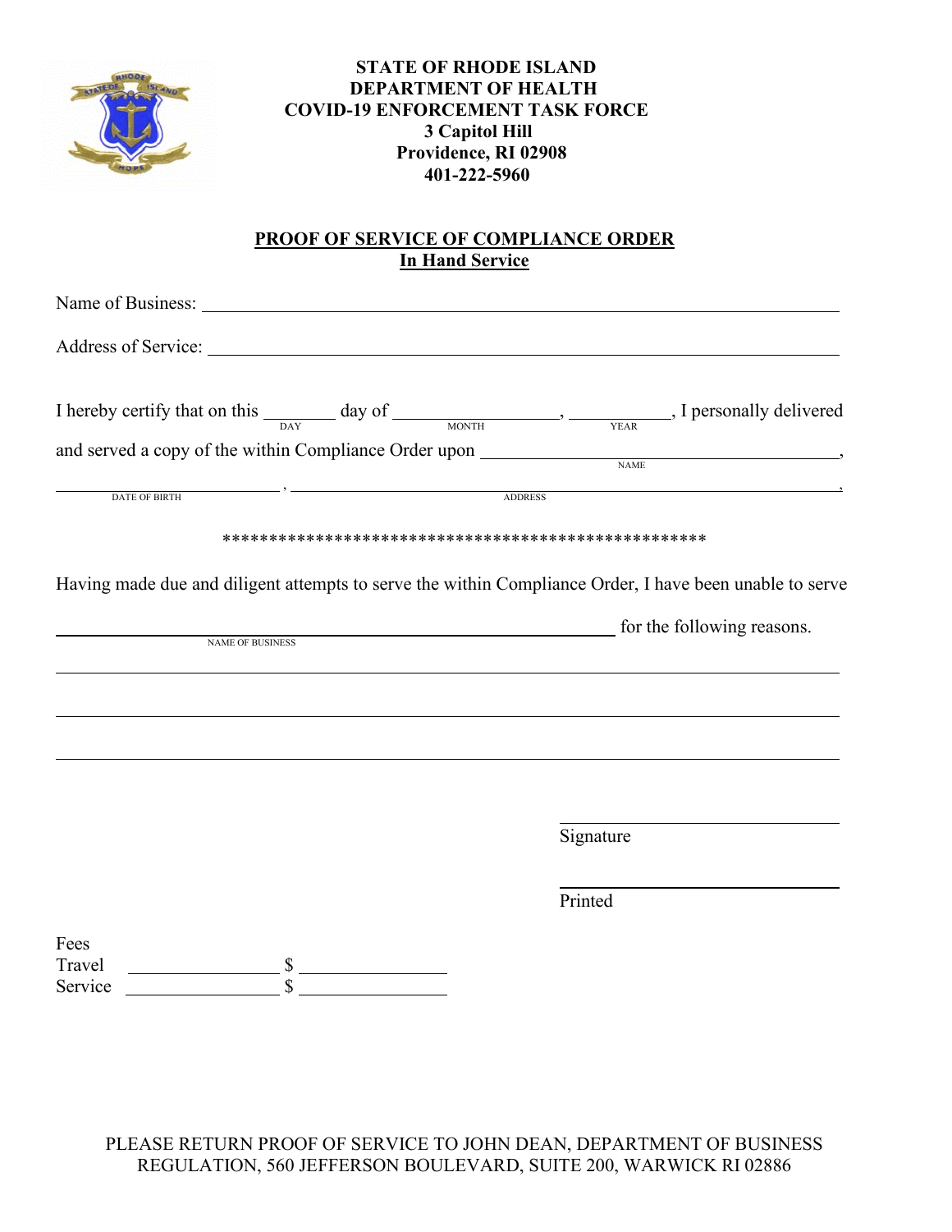**STATE OF RHODE ISLAND**
**DEPARTMENT OF HEALTH**
**COVID-19 ENFORCEMENT TASK FORCE**
**3 Capitol Hill**
**Providence, RI 02908**
**401-222-5960**

## PROOF OF SERVICE OF COMPLIANCE ORDER
### In Hand Service

Name of Business: ______________________________________________

Address of Service: ______________________________________________

I hereby certify that on this ________ day of __________________, ___________, I personally delivered
                                                    DAY                          MONTH                    YEAR

and served a copy of the within Compliance Order upon ________________________________,
                                                                                                            NAME

___________________________ , ________________________________________________ ,
DATE OF BIRTH                                                                     ADDRESS

****************************************************

Having made due and diligent attempts to serve the within Compliance Order, I have been unable to serve

_______________________________________________ for the following reasons.
NAME OF BUSINESS

_______________________________________________________________

_______________________________________________________________

_______________________________________________________________

_______________________________
Signature

_______________________________
Printed

Fees
Travel ________________ $ ________________
Service ________________ $ ________________

PLEASE RETURN PROOF OF SERVICE TO JOHN DEAN, DEPARTMENT OF BUSINESS REGULATION, 560 JEFFERSON BOULEVARD, SUITE 200, WARWICK RI 02886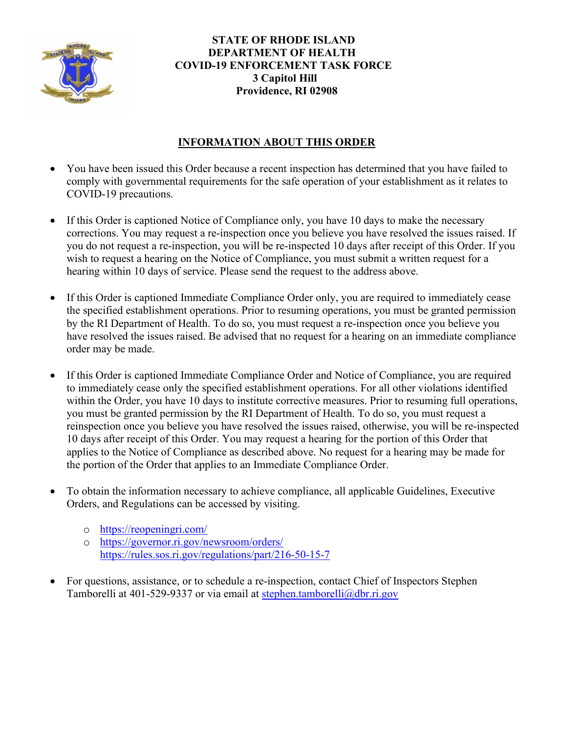**STATE OF RHODE ISLAND**
**DEPARTMENT OF HEALTH**
**COVID-19 ENFORCEMENT TASK FORCE**
**3 Capitol Hill**
**Providence, RI 02908**

## INFORMATION ABOUT THIS ORDER

- You have been issued this Order because a recent inspection has determined that you have failed to comply with governmental requirements for the safe operation of your establishment as it relates to COVID-19 precautions.

- If this Order is captioned Notice of Compliance only, you have 10 days to make the necessary corrections. You may request a re-inspection once you believe you have resolved the issues raised. If you do not request a re-inspection, you will be re-inspected 10 days after receipt of this Order. If you wish to request a hearing on the Notice of Compliance, you must submit a written request for a hearing within 10 days of service. Please send the request to the address above.

- If this Order is captioned Immediate Compliance Order only, you are required to immediately cease the specified establishment operations. Prior to resuming operations, you must be granted permission by the RI Department of Health. To do so, you must request a re-inspection once you believe you have resolved the issues raised. Be advised that no request for a hearing on an immediate compliance order may be made.

- If this Order is captioned Immediate Compliance Order and Notice of Compliance, you are required to immediately cease only the specified establishment operations. For all other violations identified within the Order, you have 10 days to institute corrective measures. Prior to resuming full operations, you must be granted permission by the RI Department of Health. To do so, you must request a reinspection once you believe you have resolved the issues raised, otherwise, you will be re-inspected 10 days after receipt of this Order. You may request a hearing for the portion of this Order that applies to the Notice of Compliance as described above. No request for a hearing may be made for the portion of the Order that applies to an Immediate Compliance Order.

- To obtain the information necessary to achieve compliance, all applicable Guidelines, Executive Orders, and Regulations can be accessed by visiting.
  - https://reopeningri.com/
  - https://governor.ri.gov/newsroom/orders/
    https://rules.sos.ri.gov/regulations/part/216-50-15-7

- For questions, assistance, or to schedule a re-inspection, contact Chief of Inspectors Stephen Tamborelli at 401-529-9337 or via email at stephen.tamborelli@dbr.ri.gov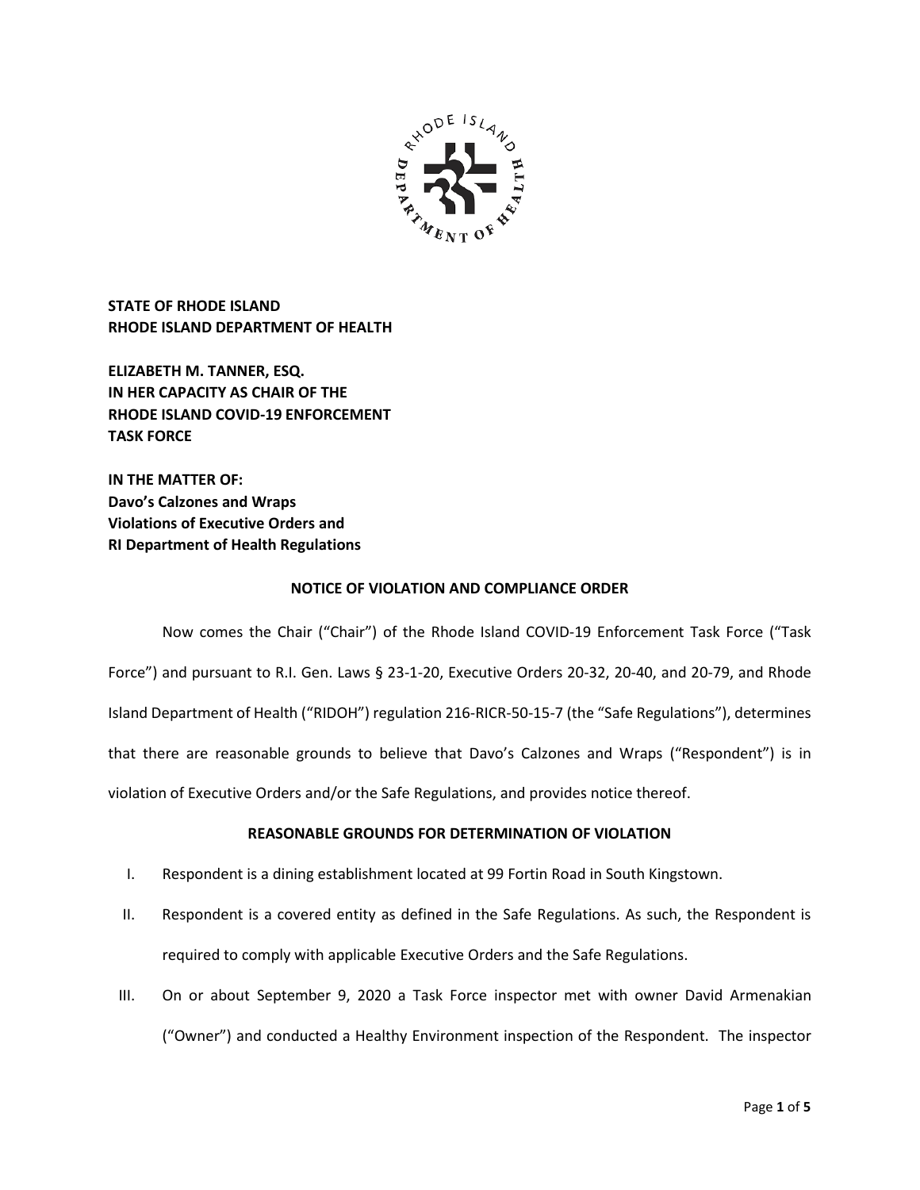**STATE OF RHODE ISLAND**
**RHODE ISLAND DEPARTMENT OF HEALTH**

**ELIZABETH M. TANNER, ESQ.**
**IN HER CAPACITY AS CHAIR OF THE**
**RHODE ISLAND COVID-19 ENFORCEMENT**
**TASK FORCE**

**IN THE MATTER OF:**
**Davo's Calzones and Wraps**
**Violations of Executive Orders and**
**RI Department of Health Regulations**

## NOTICE OF VIOLATION AND COMPLIANCE ORDER

Now comes the Chair ("Chair") of the Rhode Island COVID-19 Enforcement Task Force ("Task Force") and pursuant to R.I. Gen. Laws § 23-1-20, Executive Orders 20-32, 20-40, and 20-79, and Rhode Island Department of Health ("RIDOH") regulation 216-RICR-50-15-7 (the "Safe Regulations"), determines that there are reasonable grounds to believe that Davo's Calzones and Wraps ("Respondent") is in violation of Executive Orders and/or the Safe Regulations, and provides notice thereof.

## REASONABLE GROUNDS FOR DETERMINATION OF VIOLATION

I. Respondent is a dining establishment located at 99 Fortin Road in South Kingstown.

II. Respondent is a covered entity as defined in the Safe Regulations. As such, the Respondent is required to comply with applicable Executive Orders and the Safe Regulations.

III. On or about September 9, 2020 a Task Force inspector met with owner David Armenakian ("Owner") and conducted a Healthy Environment inspection of the Respondent. The inspector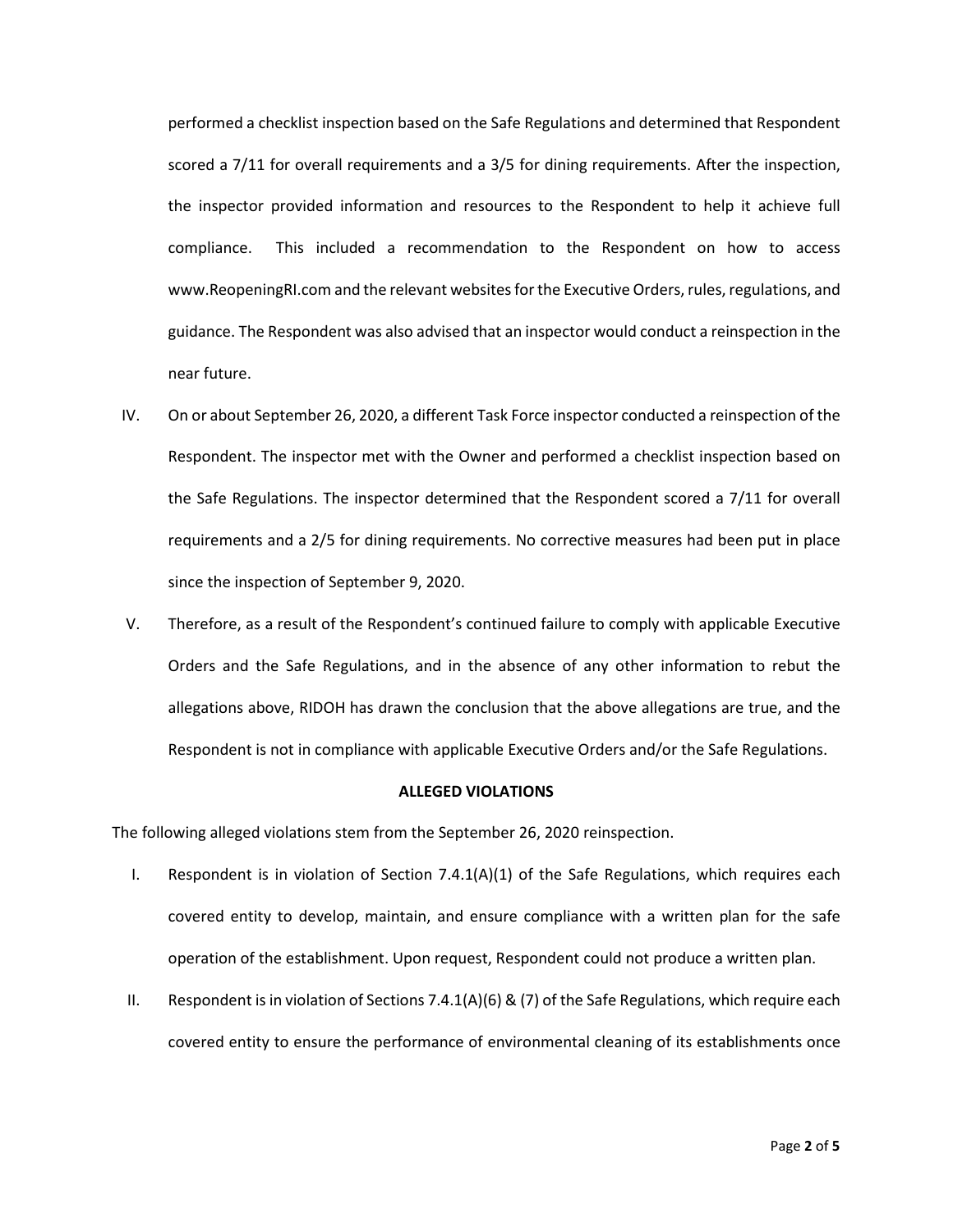performed a checklist inspection based on the Safe Regulations and determined that Respondent scored a 7/11 for overall requirements and a 3/5 for dining requirements. After the inspection, the inspector provided information and resources to the Respondent to help it achieve full compliance. This included a recommendation to the Respondent on how to access www.ReopeningRI.com and the relevant websites for the Executive Orders, rules, regulations, and guidance. The Respondent was also advised that an inspector would conduct a reinspection in the near future.

IV. On or about September 26, 2020, a different Task Force inspector conducted a reinspection of the Respondent. The inspector met with the Owner and performed a checklist inspection based on the Safe Regulations. The inspector determined that the Respondent scored a 7/11 for overall requirements and a 2/5 for dining requirements. No corrective measures had been put in place since the inspection of September 9, 2020.

V. Therefore, as a result of the Respondent's continued failure to comply with applicable Executive Orders and the Safe Regulations, and in the absence of any other information to rebut the allegations above, RIDOH has drawn the conclusion that the above allegations are true, and the Respondent is not in compliance with applicable Executive Orders and/or the Safe Regulations.

**ALLEGED VIOLATIONS**

The following alleged violations stem from the September 26, 2020 reinspection.

I. Respondent is in violation of Section 7.4.1(A)(1) of the Safe Regulations, which requires each covered entity to develop, maintain, and ensure compliance with a written plan for the safe operation of the establishment. Upon request, Respondent could not produce a written plan.

II. Respondent is in violation of Sections 7.4.1(A)(6) & (7) of the Safe Regulations, which require each covered entity to ensure the performance of environmental cleaning of its establishments once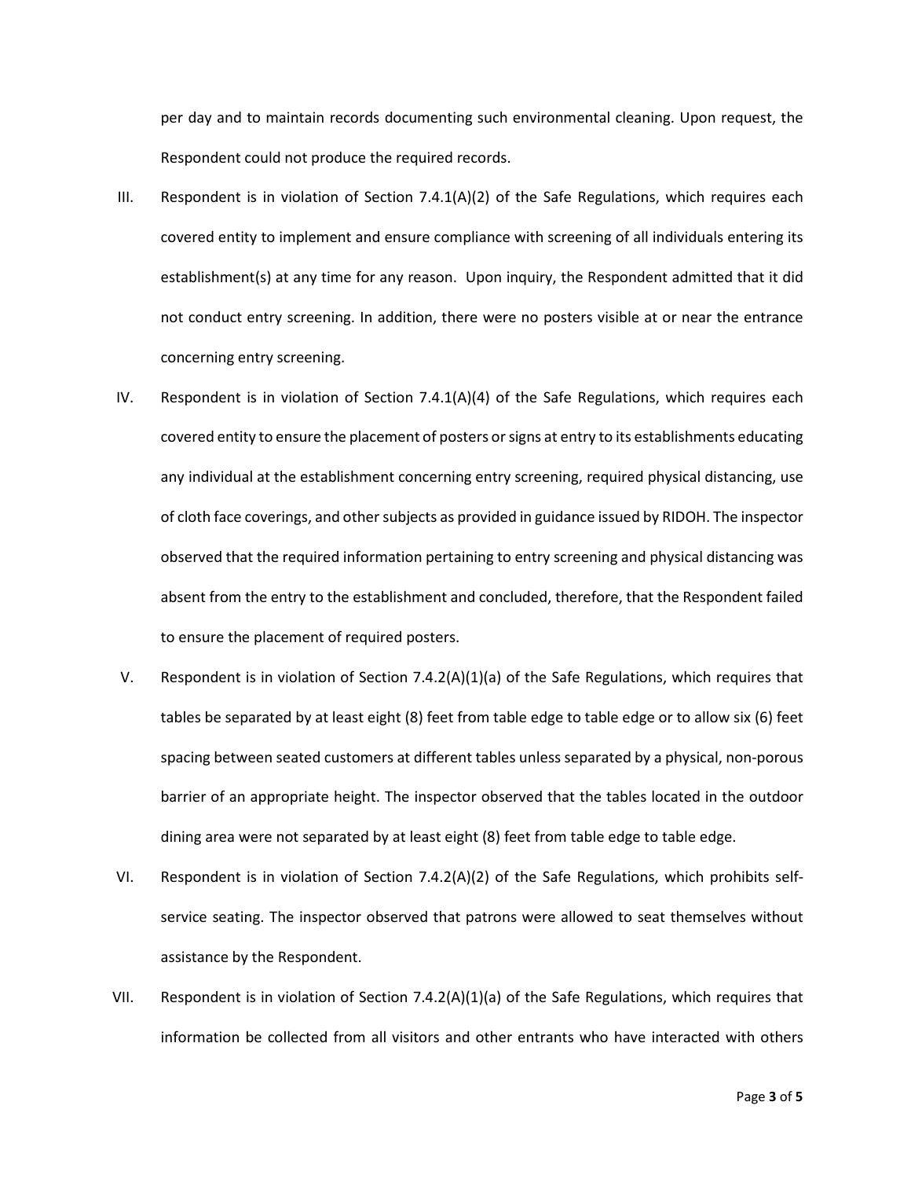per day and to maintain records documenting such environmental cleaning. Upon request, the Respondent could not produce the required records.

III. Respondent is in violation of Section 7.4.1(A)(2) of the Safe Regulations, which requires each covered entity to implement and ensure compliance with screening of all individuals entering its establishment(s) at any time for any reason. Upon inquiry, the Respondent admitted that it did not conduct entry screening. In addition, there were no posters visible at or near the entrance concerning entry screening.

IV. Respondent is in violation of Section 7.4.1(A)(4) of the Safe Regulations, which requires each covered entity to ensure the placement of posters or signs at entry to its establishments educating any individual at the establishment concerning entry screening, required physical distancing, use of cloth face coverings, and other subjects as provided in guidance issued by RIDOH. The inspector observed that the required information pertaining to entry screening and physical distancing was absent from the entry to the establishment and concluded, therefore, that the Respondent failed to ensure the placement of required posters.

V. Respondent is in violation of Section 7.4.2(A)(1)(a) of the Safe Regulations, which requires that tables be separated by at least eight (8) feet from table edge to table edge or to allow six (6) feet spacing between seated customers at different tables unless separated by a physical, non-porous barrier of an appropriate height. The inspector observed that the tables located in the outdoor dining area were not separated by at least eight (8) feet from table edge to table edge.

VI. Respondent is in violation of Section 7.4.2(A)(2) of the Safe Regulations, which prohibits self-service seating. The inspector observed that patrons were allowed to seat themselves without assistance by the Respondent.

VII. Respondent is in violation of Section 7.4.2(A)(1)(a) of the Safe Regulations, which requires that information be collected from all visitors and other entrants who have interacted with others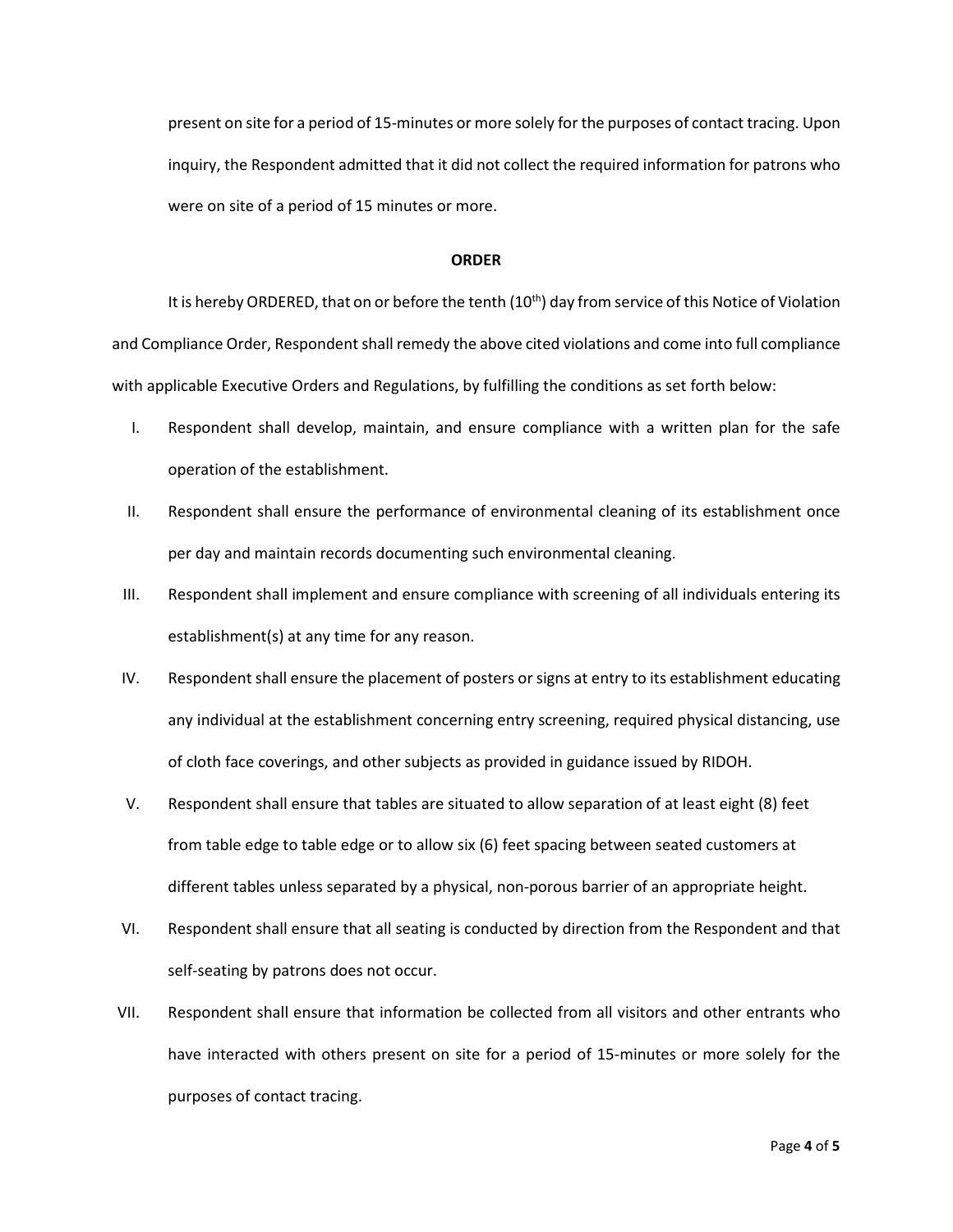present on site for a period of 15-minutes or more solely for the purposes of contact tracing. Upon inquiry, the Respondent admitted that it did not collect the required information for patrons who were on site of a period of 15 minutes or more.

**ORDER**

It is hereby ORDERED, that on or before the tenth (10th) day from service of this Notice of Violation and Compliance Order, Respondent shall remedy the above cited violations and come into full compliance with applicable Executive Orders and Regulations, by fulfilling the conditions as set forth below:

I. Respondent shall develop, maintain, and ensure compliance with a written plan for the safe operation of the establishment.

II. Respondent shall ensure the performance of environmental cleaning of its establishment once per day and maintain records documenting such environmental cleaning.

III. Respondent shall implement and ensure compliance with screening of all individuals entering its establishment(s) at any time for any reason.

IV. Respondent shall ensure the placement of posters or signs at entry to its establishment educating any individual at the establishment concerning entry screening, required physical distancing, use of cloth face coverings, and other subjects as provided in guidance issued by RIDOH.

V. Respondent shall ensure that tables are situated to allow separation of at least eight (8) feet from table edge to table edge or to allow six (6) feet spacing between seated customers at different tables unless separated by a physical, non-porous barrier of an appropriate height.

VI. Respondent shall ensure that all seating is conducted by direction from the Respondent and that self-seating by patrons does not occur.

VII. Respondent shall ensure that information be collected from all visitors and other entrants who have interacted with others present on site for a period of 15-minutes or more solely for the purposes of contact tracing.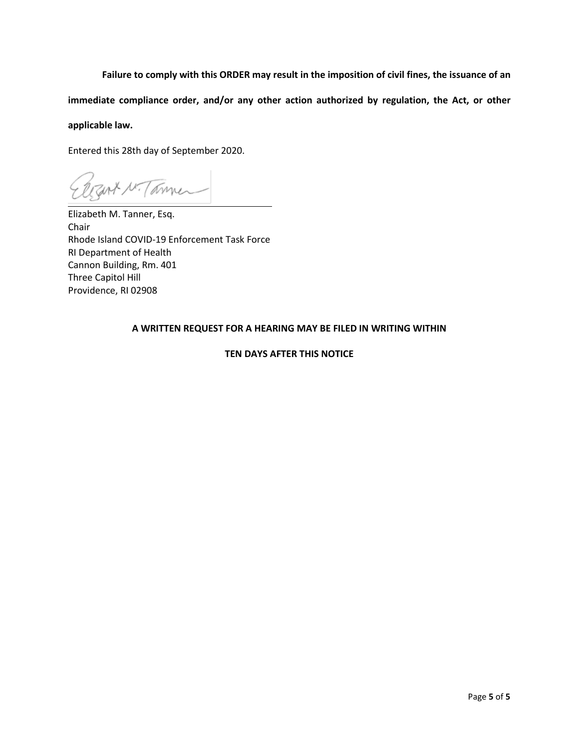**Failure to comply with this ORDER may result in the imposition of civil fines, the issuance of an immediate compliance order, and/or any other action authorized by regulation, the Act, or other applicable law.**

Entered this 28th day of September 2020.

Elizabeth M. Tanner, Esq.
Chair
Rhode Island COVID-19 Enforcement Task Force
RI Department of Health
Cannon Building, Rm. 401
Three Capitol Hill
Providence, RI 02908

**A WRITTEN REQUEST FOR A HEARING MAY BE FILED IN WRITING WITHIN TEN DAYS AFTER THIS NOTICE**